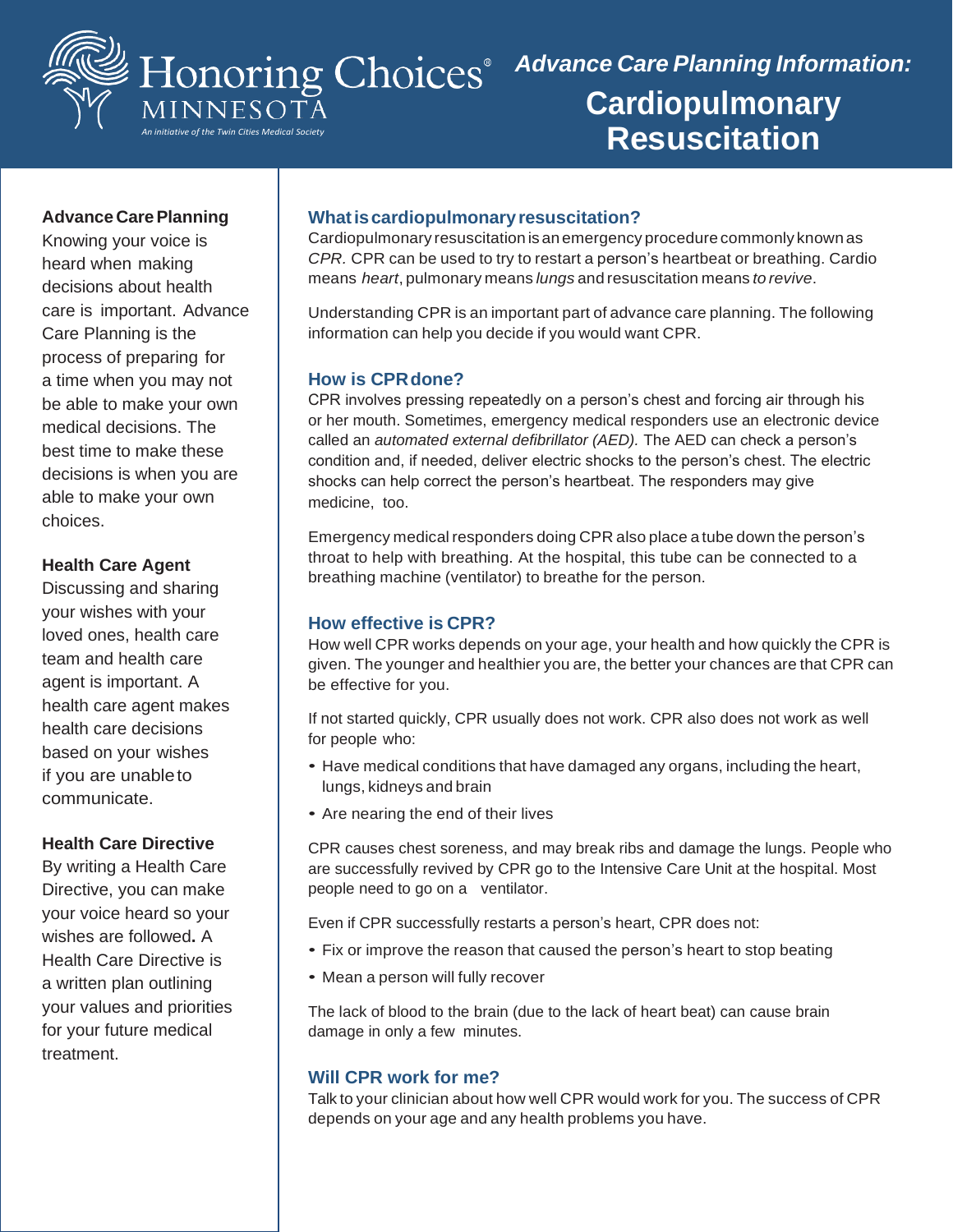Honoring Choices® MINNESOTA

*An initiative of the Twin Cities Medical Society*

***Advance Care Planning Information:***

# Cardiopulmonary Resuscitation

**Advance Care Planning**
Knowing your voice is heard when making decisions about health care is important. Advance Care Planning is the process of preparing for a time when you may not be able to make your own medical decisions. The best time to make these decisions is when you are able to make your own choices.

**Health Care Agent**
Discussing and sharing your wishes with your loved ones, health care team and health care agent is important. A health care agent makes health care decisions based on your wishes if you are unable to communicate.

**Health Care Directive**
By writing a Health Care Directive, you can make your voice heard so your wishes are followed**.** A Health Care Directive is a written plan outlining your values and priorities for your future medical treatment.

## What is cardiopulmonary resuscitation?

Cardiopulmonary resuscitation is an emergency procedure commonly known as *CPR.* CPR can be used to try to restart a person's heartbeat or breathing. Cardio means *heart*, pulmonary means *lungs* and resuscitation means *to revive*.

Understanding CPR is an important part of advance care planning. The following information can help you decide if you would want CPR.

## How is CPR done?

CPR involves pressing repeatedly on a person's chest and forcing air through his or her mouth. Sometimes, emergency medical responders use an electronic device called an *automated external defibrillator (AED).* The AED can check a person's condition and, if needed, deliver electric shocks to the person's chest. The electric shocks can help correct the person's heartbeat. The responders may give medicine, too.

Emergency medical responders doing CPR also place a tube down the person's throat to help with breathing. At the hospital, this tube can be connected to a breathing machine (ventilator) to breathe for the person.

## How effective is CPR?

How well CPR works depends on your age, your health and how quickly the CPR is given. The younger and healthier you are, the better your chances are that CPR can be effective for you.

If not started quickly, CPR usually does not work. CPR also does not work as well for people who:

- Have medical conditions that have damaged any organs, including the heart, lungs, kidneys and brain
- Are nearing the end of their lives

CPR causes chest soreness, and may break ribs and damage the lungs. People who are successfully revived by CPR go to the Intensive Care Unit at the hospital. Most people need to go on a ventilator.

Even if CPR successfully restarts a person's heart, CPR does not:

- Fix or improve the reason that caused the person's heart to stop beating
- Mean a person will fully recover

The lack of blood to the brain (due to the lack of heart beat) can cause brain damage in only a few minutes.

## Will CPR work for me?

Talk to your clinician about how well CPR would work for you. The success of CPR depends on your age and any health problems you have.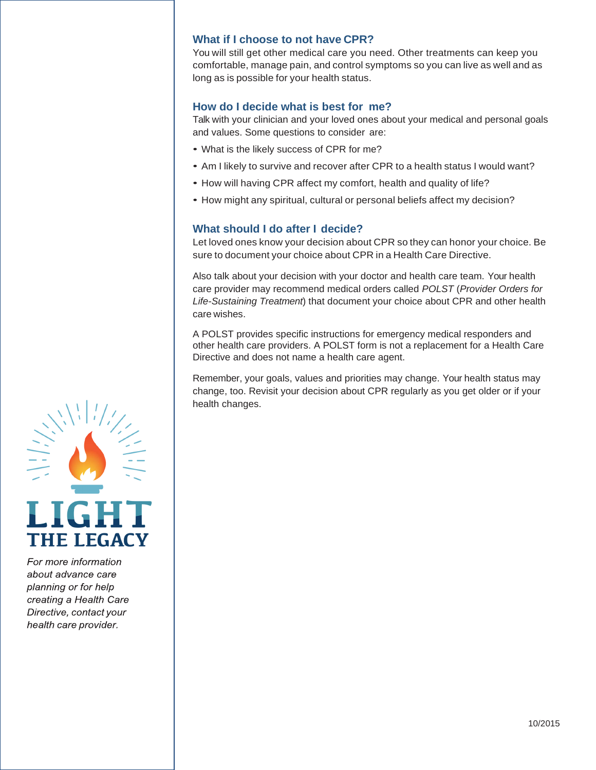## What if I choose to not have CPR?

You will still get other medical care you need. Other treatments can keep you comfortable, manage pain, and control symptoms so you can live as well and as long as is possible for your health status.

## How do I decide what is best for me?

Talk with your clinician and your loved ones about your medical and personal goals and values. Some questions to consider are:

- What is the likely success of CPR for me?
- Am I likely to survive and recover after CPR to a health status I would want?
- How will having CPR affect my comfort, health and quality of life?
- How might any spiritual, cultural or personal beliefs affect my decision?

## What should I do after I decide?

Let loved ones know your decision about CPR so they can honor your choice. Be sure to document your choice about CPR in a Health Care Directive.

Also talk about your decision with your doctor and health care team. Your health care provider may recommend medical orders called *POLST* (*Provider Orders for Life-Sustaining Treatment*) that document your choice about CPR and other health care wishes.

A POLST provides specific instructions for emergency medical responders and other health care providers. A POLST form is not a replacement for a Health Care Directive and does not name a health care agent.

Remember, your goals, values and priorities may change. Your health status may change, too. Revisit your decision about CPR regularly as you get older or if your health changes.

LIGHT THE LEGACY

*For more information about advance care planning or for help creating a Health Care Directive, contact your health care provider.*

10/2015